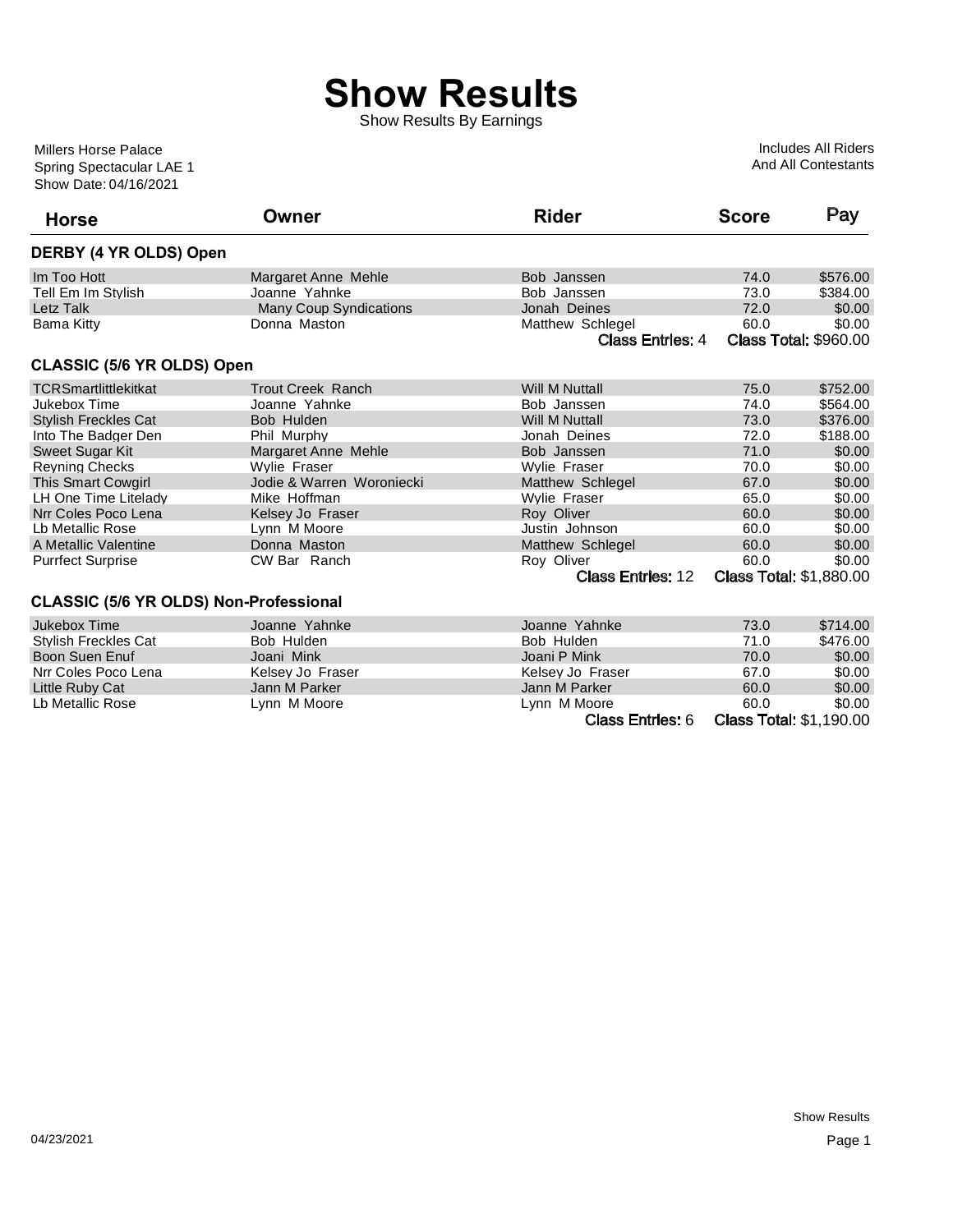# Show Results

Show Results By Earnings

Millers Horse Palace
Spring Spectacular LAE 1
Show Date: 04/16/2021

Includes All Riders
And All Contestants

### DERBY (4 YR OLDS) Open

| Horse | Owner | Rider | Score | Pay |
|---|---|---|---|---|
| Im Too Hott | Margaret Anne Mehle | Bob Janssen | 74.0 | $576.00 |
| Tell Em Im Stylish | Joanne Yahnke | Bob Janssen | 73.0 | $384.00 |
| Letz Talk | Many Coup Syndications | Jonah Deines | 72.0 | $0.00 |
| Bama Kitty | Donna Maston | Matthew Schlegel | 60.0 | $0.00 |
| | | Class Entries: 4 | Class Total: $960.00 | |

### CLASSIC (5/6 YR OLDS) Open

| Horse | Owner | Rider | Score | Pay |
|---|---|---|---|---|
| TCRSmartlittlekitkat | Trout Creek Ranch | Will M Nuttall | 75.0 | $752.00 |
| Jukebox Time | Joanne Yahnke | Bob Janssen | 74.0 | $564.00 |
| Stylish Freckles Cat | Bob Hulden | Will M Nuttall | 73.0 | $376.00 |
| Into The Badger Den | Phil Murphy | Jonah Deines | 72.0 | $188.00 |
| Sweet Sugar Kit | Margaret Anne Mehle | Bob Janssen | 71.0 | $0.00 |
| Reyning Checks | Wylie Fraser | Wylie Fraser | 70.0 | $0.00 |
| This Smart Cowgirl | Jodie & Warren Woroniecki | Matthew Schlegel | 67.0 | $0.00 |
| LH One Time Litelady | Mike Hoffman | Wylie Fraser | 65.0 | $0.00 |
| Nrr Coles Poco Lena | Kelsey Jo Fraser | Roy Oliver | 60.0 | $0.00 |
| Lb Metallic Rose | Lynn M Moore | Justin Johnson | 60.0 | $0.00 |
| A Metallic Valentine | Donna Maston | Matthew Schlegel | 60.0 | $0.00 |
| Purrfect Surprise | CW Bar Ranch | Roy Oliver | 60.0 | $0.00 |
| | | Class Entries: 12 | Class Total: $1,880.00 | |

### CLASSIC (5/6 YR OLDS) Non-Professional

| Horse | Owner | Rider | Score | Pay |
|---|---|---|---|---|
| Jukebox Time | Joanne Yahnke | Joanne Yahnke | 73.0 | $714.00 |
| Stylish Freckles Cat | Bob Hulden | Bob Hulden | 71.0 | $476.00 |
| Boon Suen Enuf | Joani Mink | Joani P Mink | 70.0 | $0.00 |
| Nrr Coles Poco Lena | Kelsey Jo Fraser | Kelsey Jo Fraser | 67.0 | $0.00 |
| Little Ruby Cat | Jann M Parker | Jann M Parker | 60.0 | $0.00 |
| Lb Metallic Rose | Lynn M Moore | Lynn M Moore | 60.0 | $0.00 |
| | | Class Entries: 6 | Class Total: $1,190.00 | |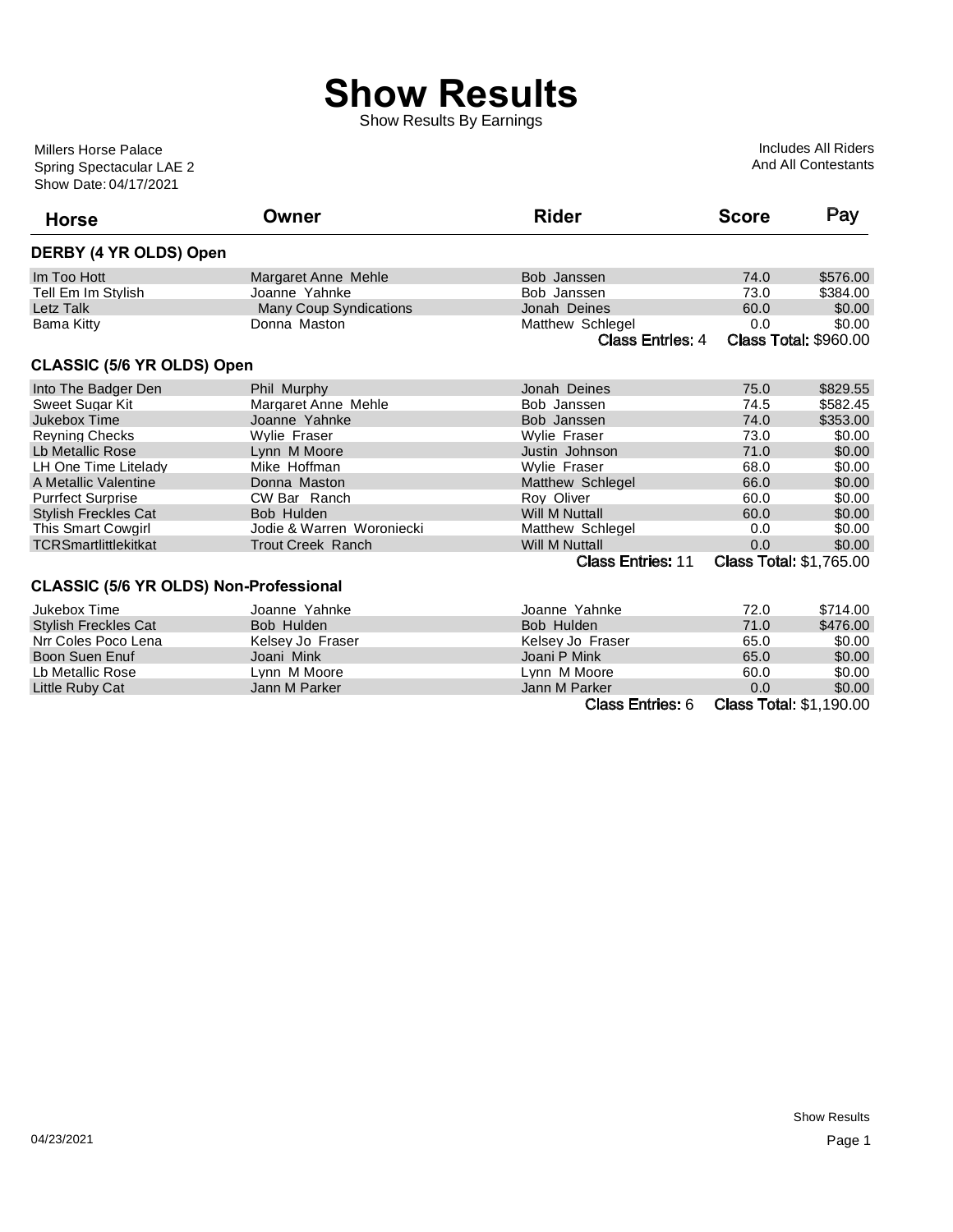# Show Results

Show Results By Earnings

Millers Horse Palace
Spring Spectacular LAE 2
Show Date: 04/17/2021

Includes All Riders
And All Contestants

### DERBY (4 YR OLDS) Open

| Horse | Owner | Rider | Score | Pay |
|---|---|---|---|---|
| Im Too Hott | Margaret Anne Mehle | Bob Janssen | 74.0 | $576.00 |
| Tell Em Im Stylish | Joanne Yahnke | Bob Janssen | 73.0 | $384.00 |
| Letz Talk | Many Coup Syndications | Jonah Deines | 60.0 | $0.00 |
| Bama Kitty | Donna Maston | Matthew Schlegel | 0.0 | $0.00 |

Class Entries: 4 Class Total: $960.00

### CLASSIC (5/6 YR OLDS) Open

| Horse | Owner | Rider | Score | Pay |
|---|---|---|---|---|
| Into The Badger Den | Phil Murphy | Jonah Deines | 75.0 | $829.55 |
| Sweet Sugar Kit | Margaret Anne Mehle | Bob Janssen | 74.5 | $582.45 |
| Jukebox Time | Joanne Yahnke | Bob Janssen | 74.0 | $353.00 |
| Reyning Checks | Wylie Fraser | Wylie Fraser | 73.0 | $0.00 |
| Lb Metallic Rose | Lynn M Moore | Justin Johnson | 71.0 | $0.00 |
| LH One Time Litelady | Mike Hoffman | Wylie Fraser | 68.0 | $0.00 |
| A Metallic Valentine | Donna Maston | Matthew Schlegel | 66.0 | $0.00 |
| Purrfect Surprise | CW Bar Ranch | Roy Oliver | 60.0 | $0.00 |
| Stylish Freckles Cat | Bob Hulden | Will M Nuttall | 60.0 | $0.00 |
| This Smart Cowgirl | Jodie & Warren Woroniecki | Matthew Schlegel | 0.0 | $0.00 |
| TCRSmartlittlekitkat | Trout Creek Ranch | Will M Nuttall | 0.0 | $0.00 |

Class Entries: 11 Class Total: $1,765.00

### CLASSIC (5/6 YR OLDS) Non-Professional

| Horse | Owner | Rider | Score | Pay |
|---|---|---|---|---|
| Jukebox Time | Joanne Yahnke | Joanne Yahnke | 72.0 | $714.00 |
| Stylish Freckles Cat | Bob Hulden | Bob Hulden | 71.0 | $476.00 |
| Nrr Coles Poco Lena | Kelsey Jo Fraser | Kelsey Jo Fraser | 65.0 | $0.00 |
| Boon Suen Enuf | Joani Mink | Joani P Mink | 65.0 | $0.00 |
| Lb Metallic Rose | Lynn M Moore | Lynn M Moore | 60.0 | $0.00 |
| Little Ruby Cat | Jann M Parker | Jann M Parker | 0.0 | $0.00 |

Class Entries: 6 Class Total: $1,190.00

04/23/2021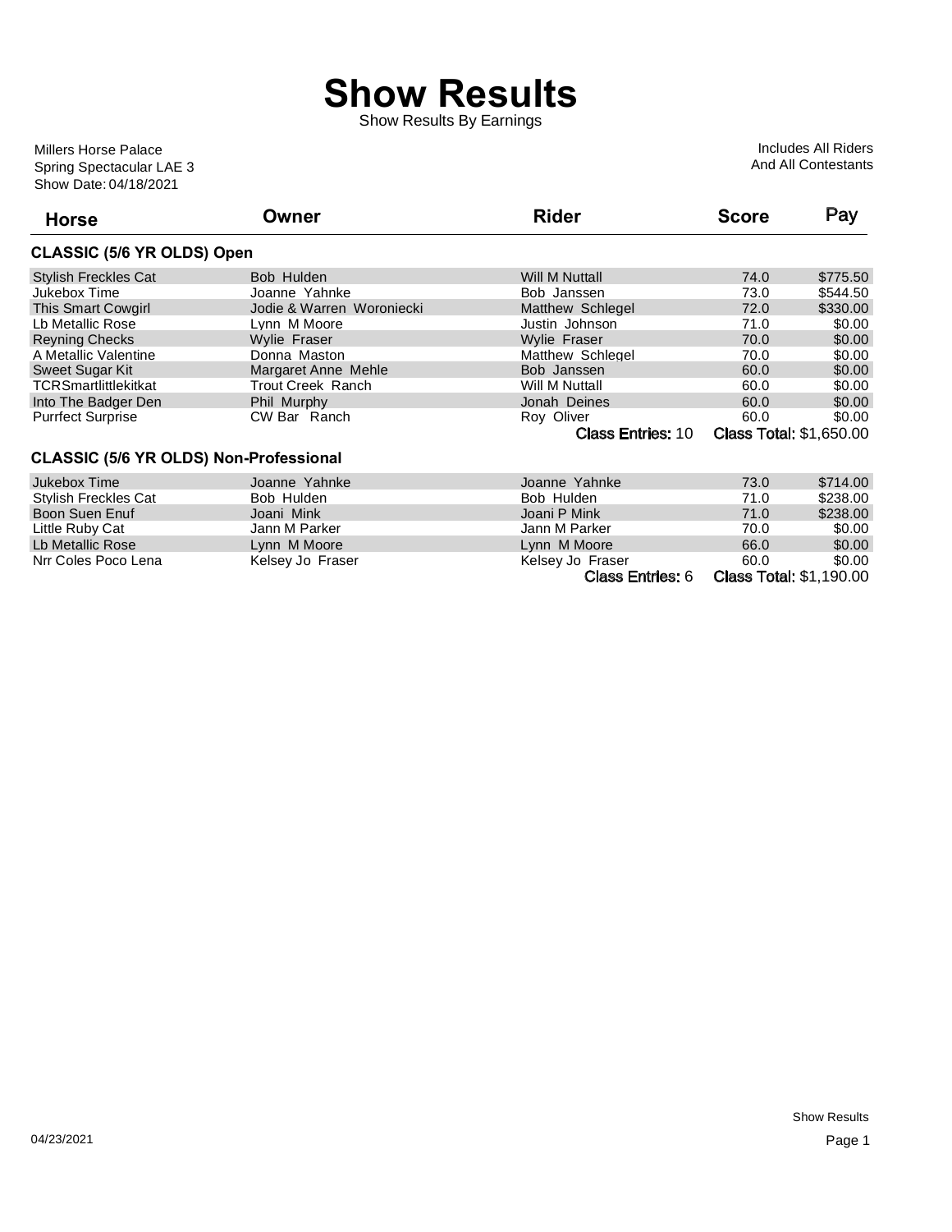# Show Results

Show Results By Earnings

Millers Horse Palace
Spring Spectacular LAE 3
Show Date: 04/18/2021

Includes All Riders
And All Contestants

### CLASSIC (5/6 YR OLDS) Open

| Horse | Owner | Rider | Score | Pay |
|---|---|---|---|---|
| Stylish Freckles Cat | Bob Hulden | Will M Nuttall | 74.0 | $775.50 |
| Jukebox Time | Joanne Yahnke | Bob Janssen | 73.0 | $544.50 |
| This Smart Cowgirl | Jodie & Warren Woroniecki | Matthew Schlegel | 72.0 | $330.00 |
| Lb Metallic Rose | Lynn M Moore | Justin Johnson | 71.0 | $0.00 |
| Reyning Checks | Wylie Fraser | Wylie Fraser | 70.0 | $0.00 |
| A Metallic Valentine | Donna Maston | Matthew Schlegel | 70.0 | $0.00 |
| Sweet Sugar Kit | Margaret Anne Mehle | Bob Janssen | 60.0 | $0.00 |
| TCRSmartlittlekitkat | Trout Creek Ranch | Will M Nuttall | 60.0 | $0.00 |
| Into The Badger Den | Phil Murphy | Jonah Deines | 60.0 | $0.00 |
| Purrfect Surprise | CW Bar Ranch | Roy Oliver | 60.0 | $0.00 |
| | | Class Entries: 10 | Class Total: $1,650.00 | |

### CLASSIC (5/6 YR OLDS) Non-Professional

| Horse | Owner | Rider | Score | Pay |
|---|---|---|---|---|
| Jukebox Time | Joanne Yahnke | Joanne Yahnke | 73.0 | $714.00 |
| Stylish Freckles Cat | Bob Hulden | Bob Hulden | 71.0 | $238.00 |
| Boon Suen Enuf | Joani Mink | Joani P Mink | 71.0 | $238.00 |
| Little Ruby Cat | Jann M Parker | Jann M Parker | 70.0 | $0.00 |
| Lb Metallic Rose | Lynn M Moore | Lynn M Moore | 66.0 | $0.00 |
| Nrr Coles Poco Lena | Kelsey Jo Fraser | Kelsey Jo Fraser | 60.0 | $0.00 |
| | | Class Entries: 6 | Class Total: $1,190.00 | |

04/23/2021